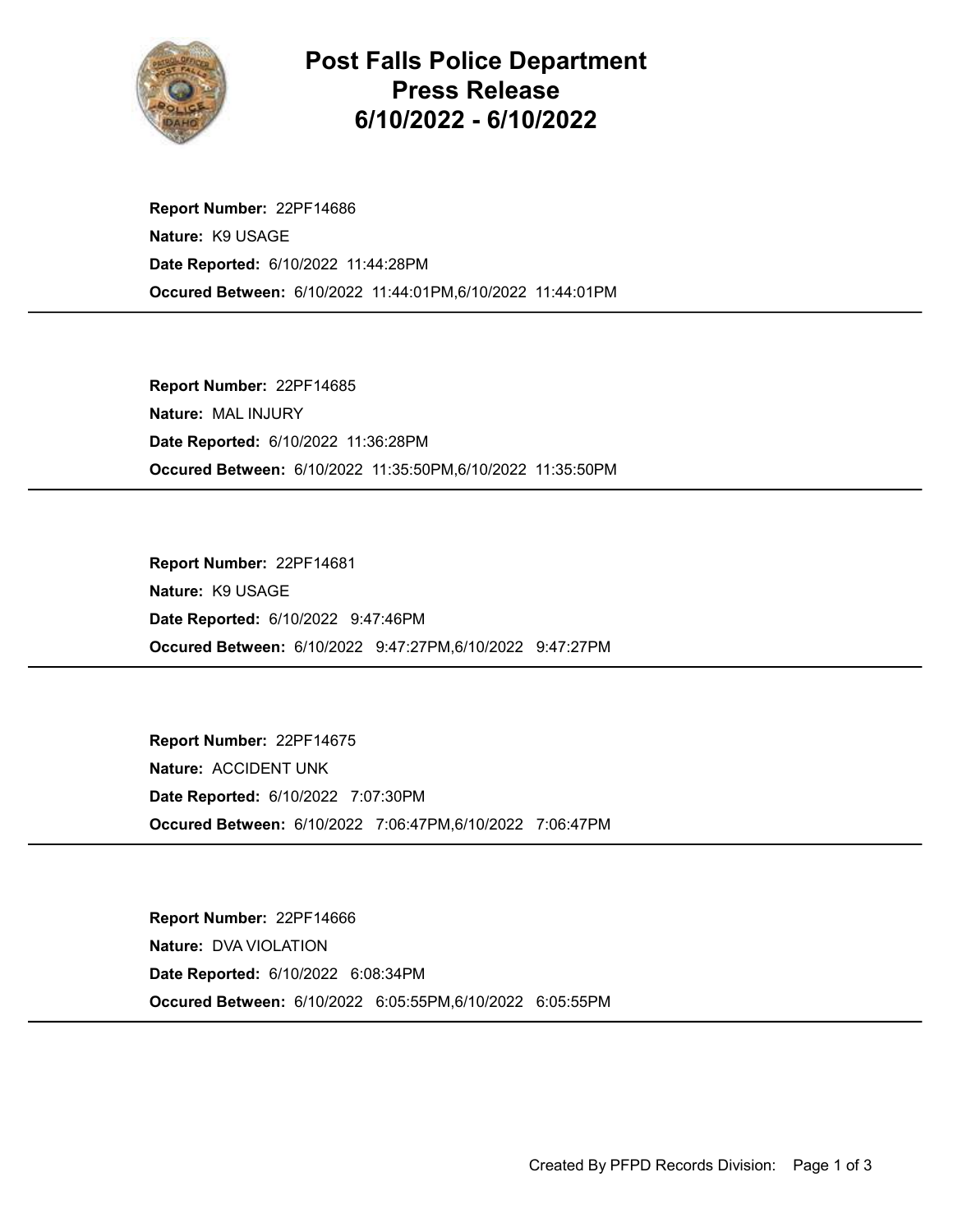# Post Falls Police Department
# Press Release
# 6/10/2022 - 6/10/2022

**Report Number:** 22PF14686
**Nature:** K9 USAGE
**Date Reported:** 6/10/2022 11:44:28PM
**Occured Between:** 6/10/2022 11:44:01PM,6/10/2022 11:44:01PM

---

**Report Number:** 22PF14685
**Nature:** MAL INJURY
**Date Reported:** 6/10/2022 11:36:28PM
**Occured Between:** 6/10/2022 11:35:50PM,6/10/2022 11:35:50PM

---

**Report Number:** 22PF14681
**Nature:** K9 USAGE
**Date Reported:** 6/10/2022 9:47:46PM
**Occured Between:** 6/10/2022 9:47:27PM,6/10/2022 9:47:27PM

---

**Report Number:** 22PF14675
**Nature:** ACCIDENT UNK
**Date Reported:** 6/10/2022 7:07:30PM
**Occured Between:** 6/10/2022 7:06:47PM,6/10/2022 7:06:47PM

---

**Report Number:** 22PF14666
**Nature:** DVA VIOLATION
**Date Reported:** 6/10/2022 6:08:34PM
**Occured Between:** 6/10/2022 6:05:55PM,6/10/2022 6:05:55PM

---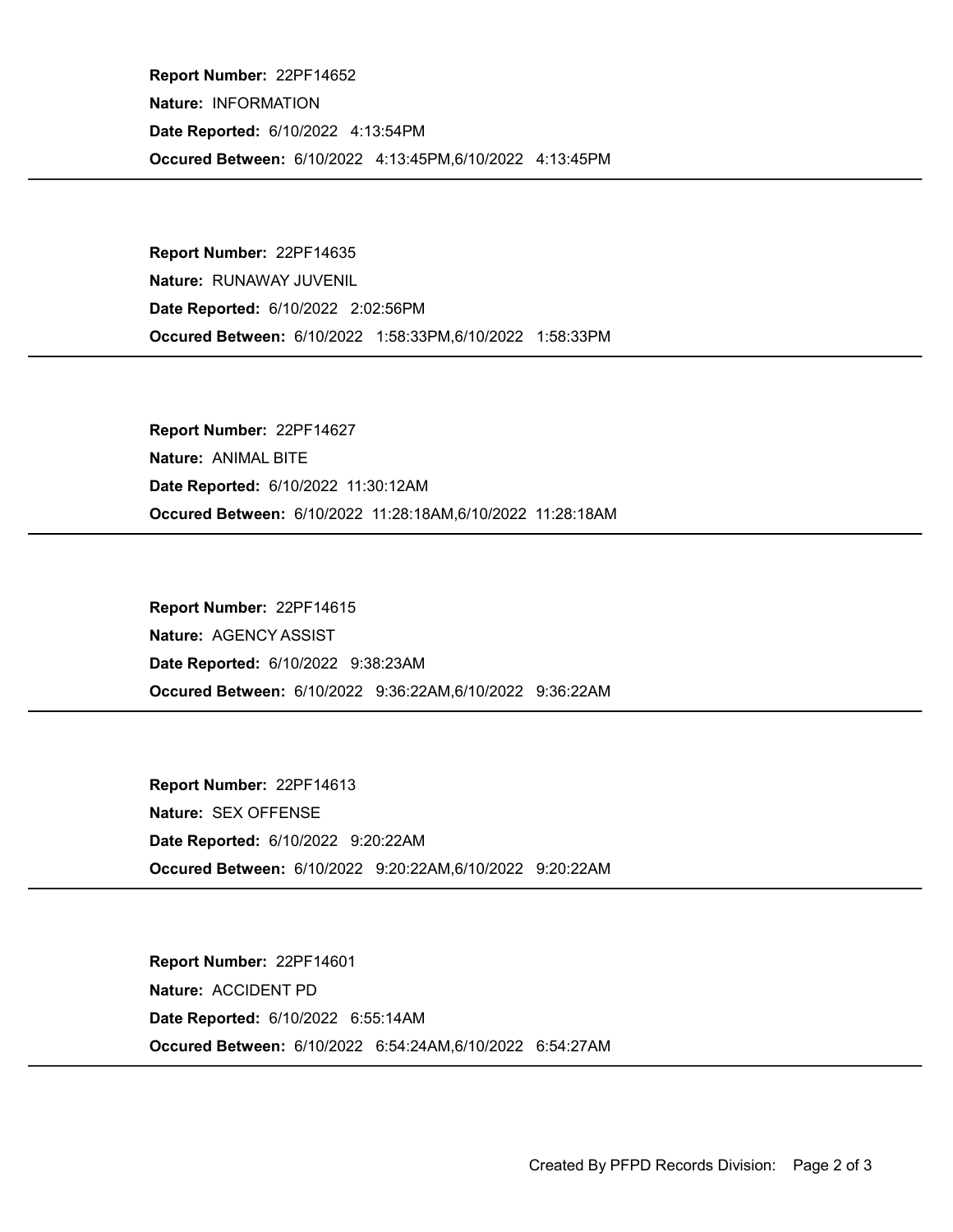**Report Number:** 22PF14652
**Nature:** INFORMATION
**Date Reported:** 6/10/2022 4:13:54PM
**Occured Between:** 6/10/2022 4:13:45PM,6/10/2022 4:13:45PM

---

**Report Number:** 22PF14635
**Nature:** RUNAWAY JUVENIL
**Date Reported:** 6/10/2022 2:02:56PM
**Occured Between:** 6/10/2022 1:58:33PM,6/10/2022 1:58:33PM

---

**Report Number:** 22PF14627
**Nature:** ANIMAL BITE
**Date Reported:** 6/10/2022 11:30:12AM
**Occured Between:** 6/10/2022 11:28:18AM,6/10/2022 11:28:18AM

---

**Report Number:** 22PF14615
**Nature:** AGENCY ASSIST
**Date Reported:** 6/10/2022 9:38:23AM
**Occured Between:** 6/10/2022 9:36:22AM,6/10/2022 9:36:22AM

---

**Report Number:** 22PF14613
**Nature:** SEX OFFENSE
**Date Reported:** 6/10/2022 9:20:22AM
**Occured Between:** 6/10/2022 9:20:22AM,6/10/2022 9:20:22AM

---

**Report Number:** 22PF14601
**Nature:** ACCIDENT PD
**Date Reported:** 6/10/2022 6:55:14AM
**Occured Between:** 6/10/2022 6:54:24AM,6/10/2022 6:54:27AM

---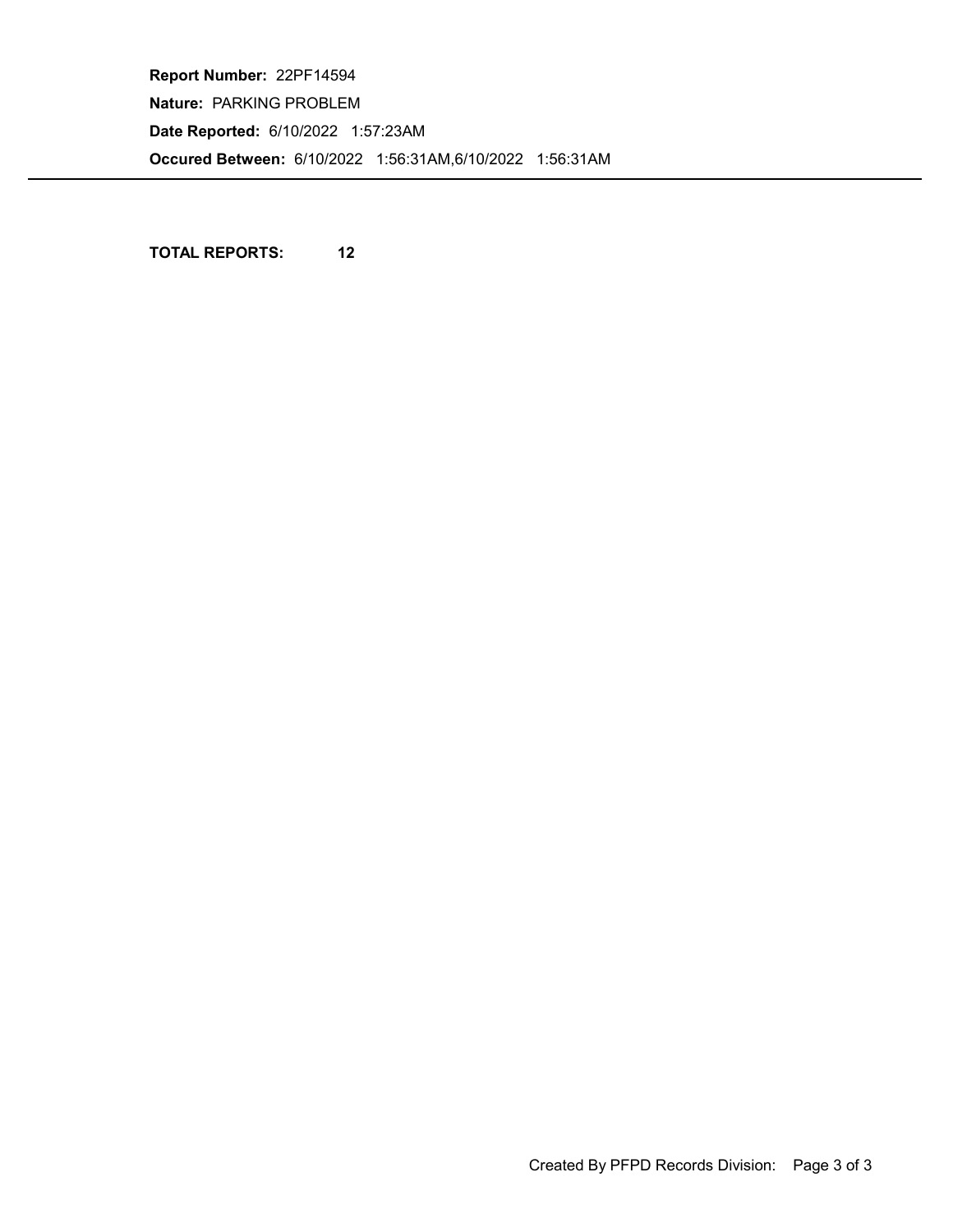**Report Number:** 22PF14594

**Nature:** PARKING PROBLEM

**Date Reported:** 6/10/2022 1:57:23AM

**Occured Between:** 6/10/2022 1:56:31AM,6/10/2022 1:56:31AM

---

**TOTAL REPORTS: 12**